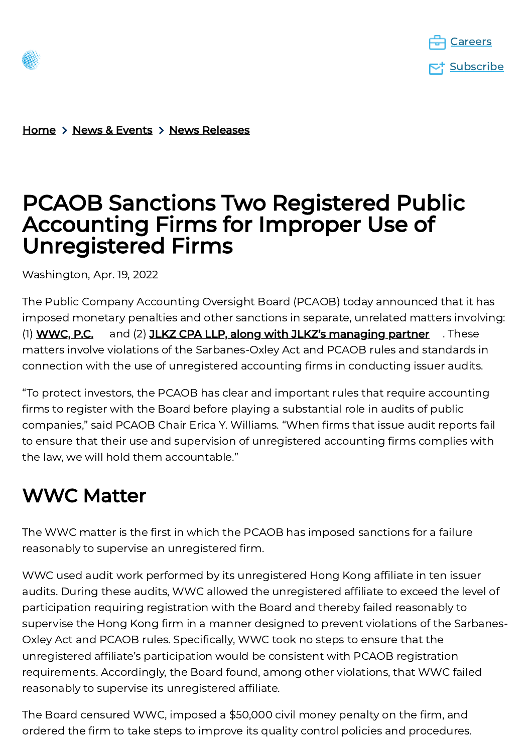Careers

Subscribe

Home > News & Events > News Releases

# PCAOB Sanctions Two Registered Public Accounting Firms for Improper Use of Unregistered Firms

Washington, Apr. 19, 2022

The Public Company Accounting Oversight Board (PCAOB) today announced that it has imposed monetary penalties and other sanctions in separate, unrelated matters involving: (1) **WWC, P.C.** and (2) **JLKZ CPA LLP, along with JLKZ's managing partner**. These matters involve violations of the Sarbanes-Oxley Act and PCAOB rules and standards in connection with the use of unregistered accounting firms in conducting issuer audits.

"To protect investors, the PCAOB has clear and important rules that require accounting firms to register with the Board before playing a substantial role in audits of public companies," said PCAOB Chair Erica Y. Williams. "When firms that issue audit reports fail to ensure that their use and supervision of unregistered accounting firms complies with the law, we will hold them accountable."

## WWC Matter

The WWC matter is the first in which the PCAOB has imposed sanctions for a failure reasonably to supervise an unregistered firm.

WWC used audit work performed by its unregistered Hong Kong affiliate in ten issuer audits. During these audits, WWC allowed the unregistered affiliate to exceed the level of participation requiring registration with the Board and thereby failed reasonably to supervise the Hong Kong firm in a manner designed to prevent violations of the Sarbanes-Oxley Act and PCAOB rules. Specifically, WWC took no steps to ensure that the unregistered affiliate's participation would be consistent with PCAOB registration requirements. Accordingly, the Board found, among other violations, that WWC failed reasonably to supervise its unregistered affiliate.

The Board censured WWC, imposed a $50,000 civil money penalty on the firm, and ordered the firm to take steps to improve its quality control policies and procedures.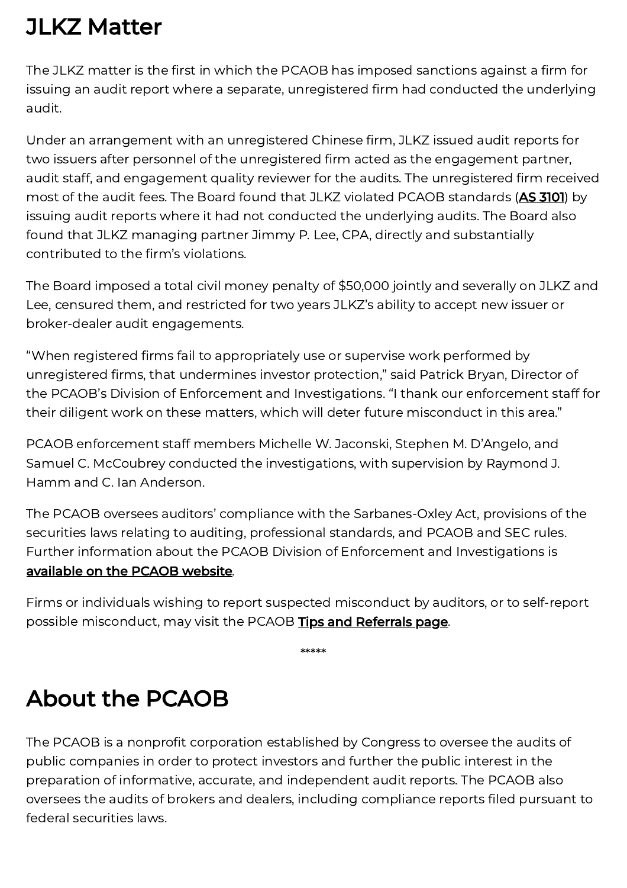## JLKZ Matter

The JLKZ matter is the first in which the PCAOB has imposed sanctions against a firm for issuing an audit report where a separate, unregistered firm had conducted the underlying audit.

Under an arrangement with an unregistered Chinese firm, JLKZ issued audit reports for two issuers after personnel of the unregistered firm acted as the engagement partner, audit staff, and engagement quality reviewer for the audits. The unregistered firm received most of the audit fees. The Board found that JLKZ violated PCAOB standards (**AS 3101**) by issuing audit reports where it had not conducted the underlying audits. The Board also found that JLKZ managing partner Jimmy P. Lee, CPA, directly and substantially contributed to the firm's violations.

The Board imposed a total civil money penalty of $50,000 jointly and severally on JLKZ and Lee, censured them, and restricted for two years JLKZ's ability to accept new issuer or broker-dealer audit engagements.

"When registered firms fail to appropriately use or supervise work performed by unregistered firms, that undermines investor protection," said Patrick Bryan, Director of the PCAOB's Division of Enforcement and Investigations. "I thank our enforcement staff for their diligent work on these matters, which will deter future misconduct in this area."

PCAOB enforcement staff members Michelle W. Jaconski, Stephen M. D'Angelo, and Samuel C. McCoubrey conducted the investigations, with supervision by Raymond J. Hamm and C. Ian Anderson.

The PCAOB oversees auditors' compliance with the Sarbanes-Oxley Act, provisions of the securities laws relating to auditing, professional standards, and PCAOB and SEC rules. Further information about the PCAOB Division of Enforcement and Investigations is **available on the PCAOB website**.

Firms or individuals wishing to report suspected misconduct by auditors, or to self-report possible misconduct, may visit the PCAOB **Tips and Referrals page**.

*****

## About the PCAOB

The PCAOB is a nonprofit corporation established by Congress to oversee the audits of public companies in order to protect investors and further the public interest in the preparation of informative, accurate, and independent audit reports. The PCAOB also oversees the audits of brokers and dealers, including compliance reports filed pursuant to federal securities laws.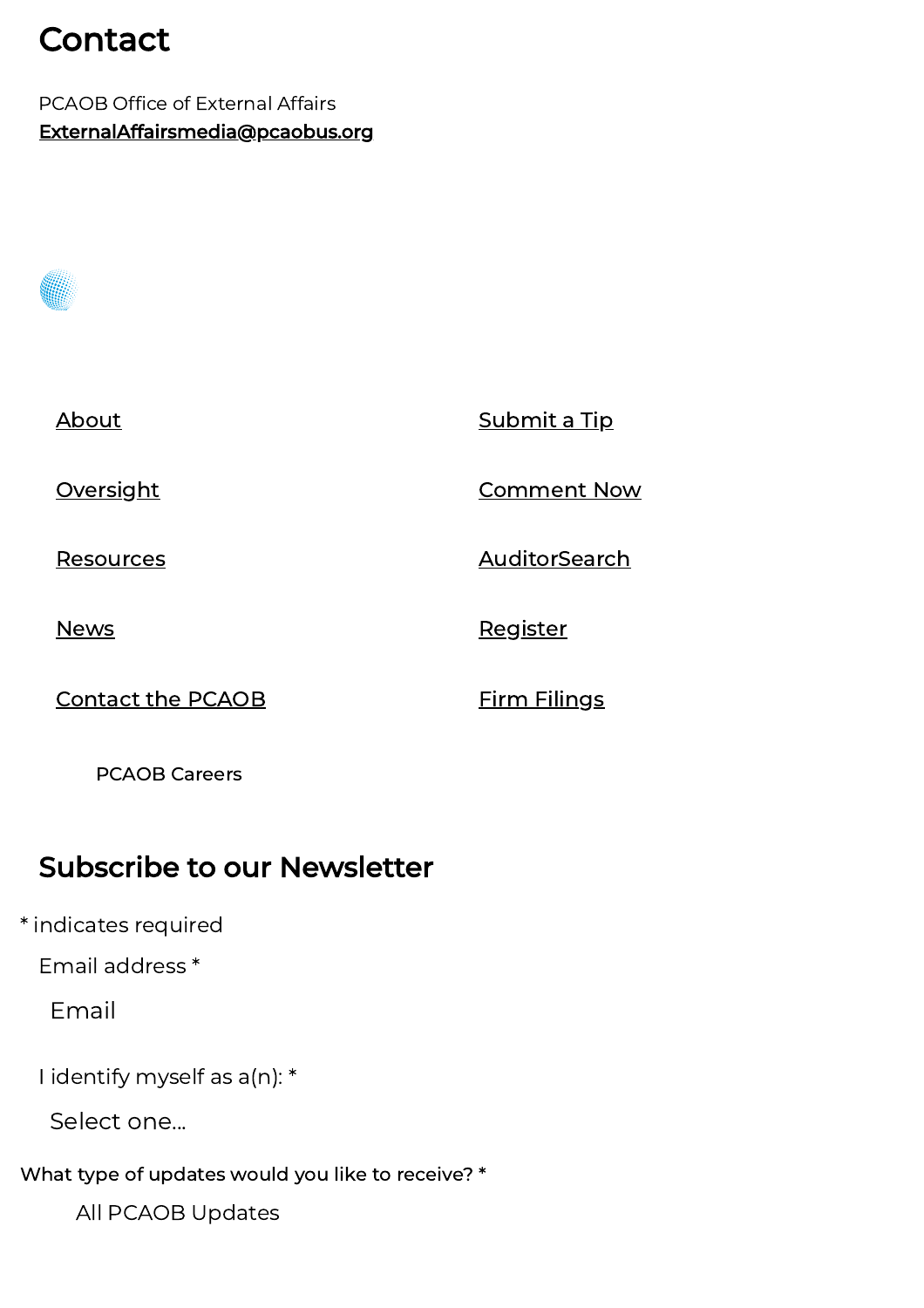## Contact

PCAOB Office of External Affairs
ExternalAffairsmedia@pcaobus.org

- About
- Oversight
- Resources
- News
- Contact the PCAOB
- Submit a Tip
- Comment Now
- AuditorSearch
- Register
- Firm Filings

PCAOB Careers

## Subscribe to our Newsletter

* indicates required

Email address *

Email

I identify myself as a(n): *

Select one...

What type of updates would you like to receive? *

All PCAOB Updates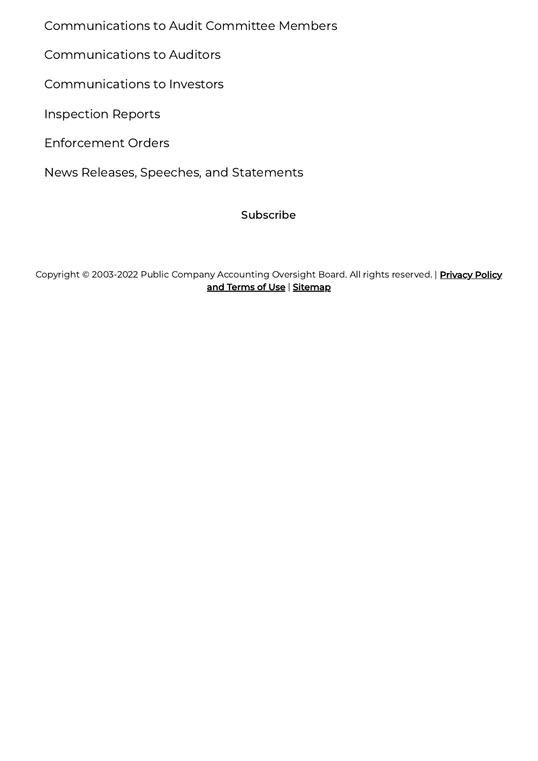Communications to Audit Committee Members

Communications to Auditors

Communications to Investors

Inspection Reports

Enforcement Orders

News Releases, Speeches, and Statements

Subscribe

Copyright © 2003-2022 Public Company Accounting Oversight Board. All rights reserved. | **Privacy Policy and Terms of Use** | **Sitemap**